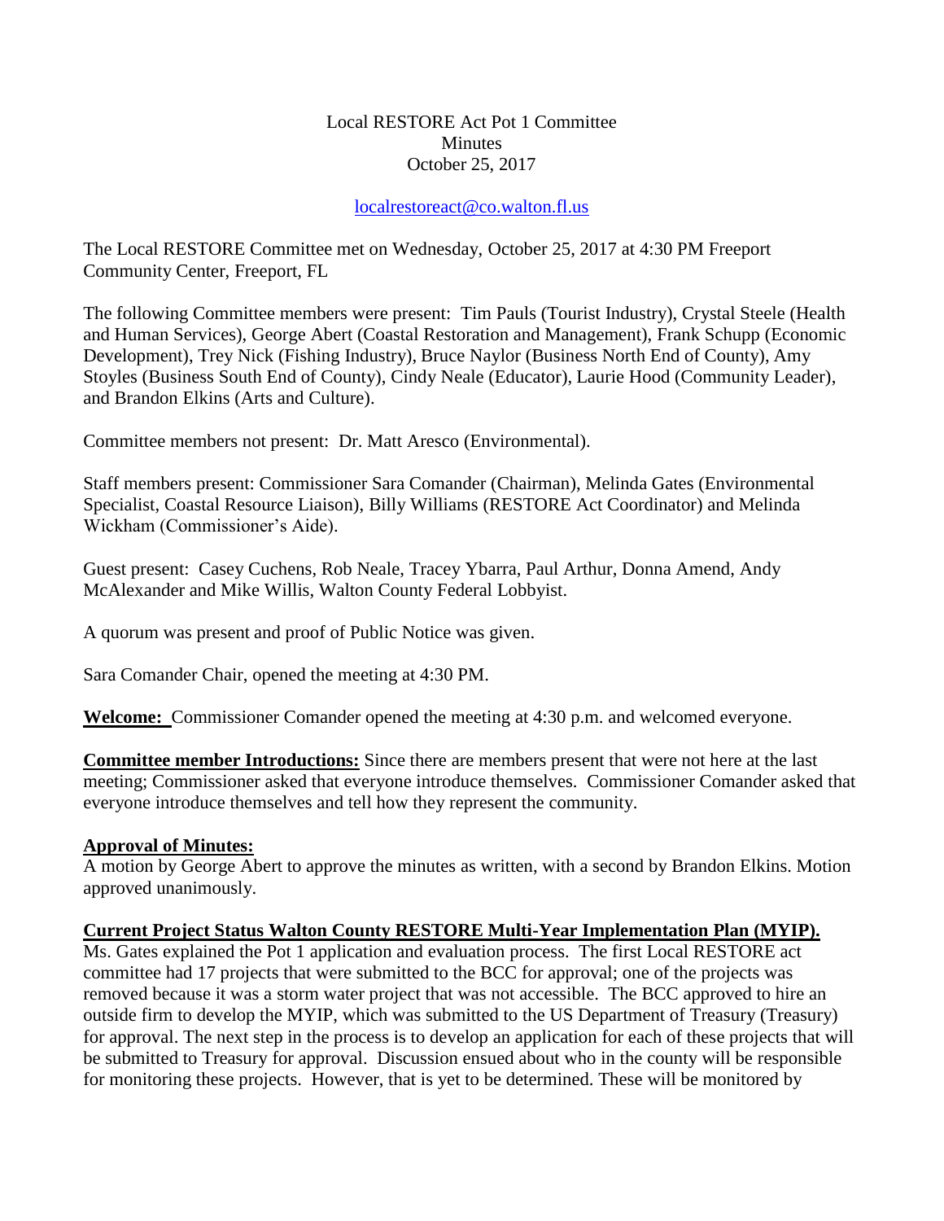Local RESTORE Act Pot 1 Committee
Minutes
October 25, 2017

localrestoreact@co.walton.fl.us

The Local RESTORE Committee met on Wednesday, October 25, 2017 at 4:30 PM Freeport Community Center, Freeport, FL

The following Committee members were present: Tim Pauls (Tourist Industry), Crystal Steele (Health and Human Services), George Abert (Coastal Restoration and Management), Frank Schupp (Economic Development), Trey Nick (Fishing Industry), Bruce Naylor (Business North End of County), Amy Stoyles (Business South End of County), Cindy Neale (Educator), Laurie Hood (Community Leader), and Brandon Elkins (Arts and Culture).

Committee members not present: Dr. Matt Aresco (Environmental).

Staff members present: Commissioner Sara Comander (Chairman), Melinda Gates (Environmental Specialist, Coastal Resource Liaison), Billy Williams (RESTORE Act Coordinator) and Melinda Wickham (Commissioner's Aide).

Guest present: Casey Cuchens, Rob Neale, Tracey Ybarra, Paul Arthur, Donna Amend, Andy McAlexander and Mike Willis, Walton County Federal Lobbyist.

A quorum was present and proof of Public Notice was given.

Sara Comander Chair, opened the meeting at 4:30 PM.

**Welcome:** Commissioner Comander opened the meeting at 4:30 p.m. and welcomed everyone.

**Committee member Introductions:** Since there are members present that were not here at the last meeting; Commissioner asked that everyone introduce themselves. Commissioner Comander asked that everyone introduce themselves and tell how they represent the community.

**Approval of Minutes:**
A motion by George Abert to approve the minutes as written, with a second by Brandon Elkins. Motion approved unanimously.

**Current Project Status Walton County RESTORE Multi-Year Implementation Plan (MYIP).**
Ms. Gates explained the Pot 1 application and evaluation process. The first Local RESTORE act committee had 17 projects that were submitted to the BCC for approval; one of the projects was removed because it was a storm water project that was not accessible. The BCC approved to hire an outside firm to develop the MYIP, which was submitted to the US Department of Treasury (Treasury) for approval. The next step in the process is to develop an application for each of these projects that will be submitted to Treasury for approval. Discussion ensued about who in the county will be responsible for monitoring these projects. However, that is yet to be determined. These will be monitored by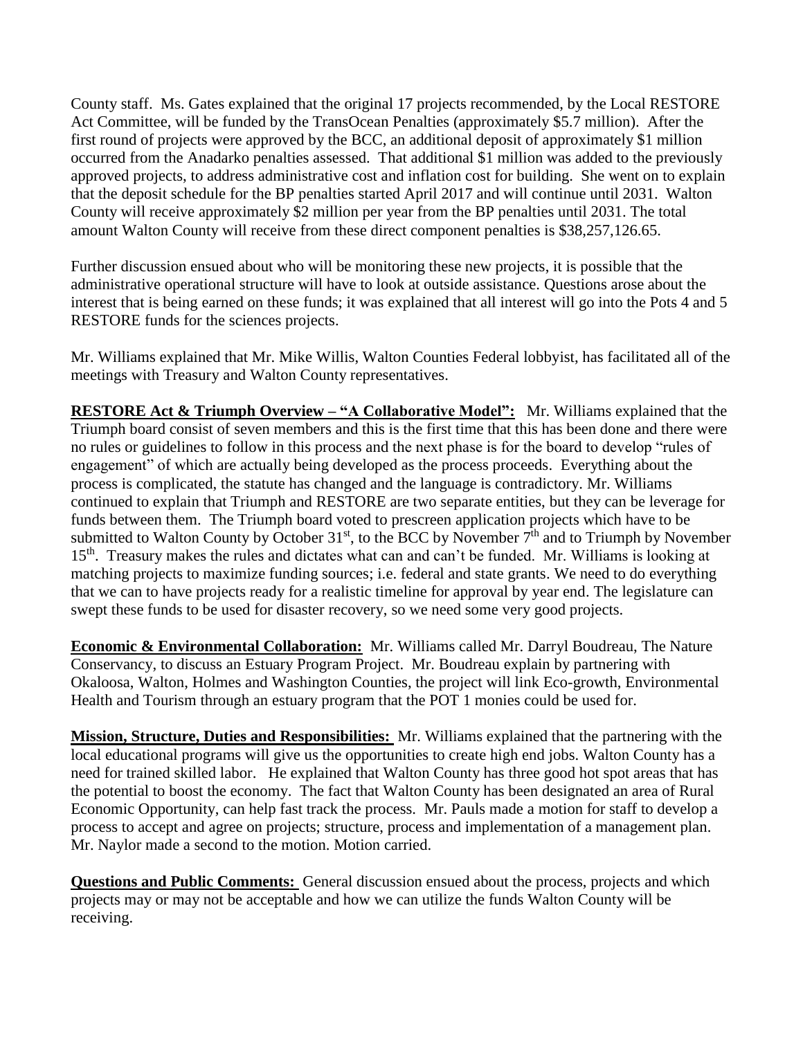County staff. Ms. Gates explained that the original 17 projects recommended, by the Local RESTORE Act Committee, will be funded by the TransOcean Penalties (approximately $5.7 million). After the first round of projects were approved by the BCC, an additional deposit of approximately $1 million occurred from the Anadarko penalties assessed. That additional $1 million was added to the previously approved projects, to address administrative cost and inflation cost for building. She went on to explain that the deposit schedule for the BP penalties started April 2017 and will continue until 2031. Walton County will receive approximately $2 million per year from the BP penalties until 2031. The total amount Walton County will receive from these direct component penalties is $38,257,126.65.

Further discussion ensued about who will be monitoring these new projects, it is possible that the administrative operational structure will have to look at outside assistance. Questions arose about the interest that is being earned on these funds; it was explained that all interest will go into the Pots 4 and 5 RESTORE funds for the sciences projects.

Mr. Williams explained that Mr. Mike Willis, Walton Counties Federal lobbyist, has facilitated all of the meetings with Treasury and Walton County representatives.

**RESTORE Act & Triumph Overview – "A Collaborative Model":** Mr. Williams explained that the Triumph board consist of seven members and this is the first time that this has been done and there were no rules or guidelines to follow in this process and the next phase is for the board to develop "rules of engagement" of which are actually being developed as the process proceeds. Everything about the process is complicated, the statute has changed and the language is contradictory. Mr. Williams continued to explain that Triumph and RESTORE are two separate entities, but they can be leverage for funds between them. The Triumph board voted to prescreen application projects which have to be submitted to Walton County by October 31st, to the BCC by November 7th and to Triumph by November 15th. Treasury makes the rules and dictates what can and can't be funded. Mr. Williams is looking at matching projects to maximize funding sources; i.e. federal and state grants. We need to do everything that we can to have projects ready for a realistic timeline for approval by year end. The legislature can swept these funds to be used for disaster recovery, so we need some very good projects.

**Economic & Environmental Collaboration:** Mr. Williams called Mr. Darryl Boudreau, The Nature Conservancy, to discuss an Estuary Program Project. Mr. Boudreau explain by partnering with Okaloosa, Walton, Holmes and Washington Counties, the project will link Eco-growth, Environmental Health and Tourism through an estuary program that the POT 1 monies could be used for.

**Mission, Structure, Duties and Responsibilities:** Mr. Williams explained that the partnering with the local educational programs will give us the opportunities to create high end jobs. Walton County has a need for trained skilled labor. He explained that Walton County has three good hot spot areas that has the potential to boost the economy. The fact that Walton County has been designated an area of Rural Economic Opportunity, can help fast track the process. Mr. Pauls made a motion for staff to develop a process to accept and agree on projects; structure, process and implementation of a management plan. Mr. Naylor made a second to the motion. Motion carried.

**Questions and Public Comments:** General discussion ensued about the process, projects and which projects may or may not be acceptable and how we can utilize the funds Walton County will be receiving.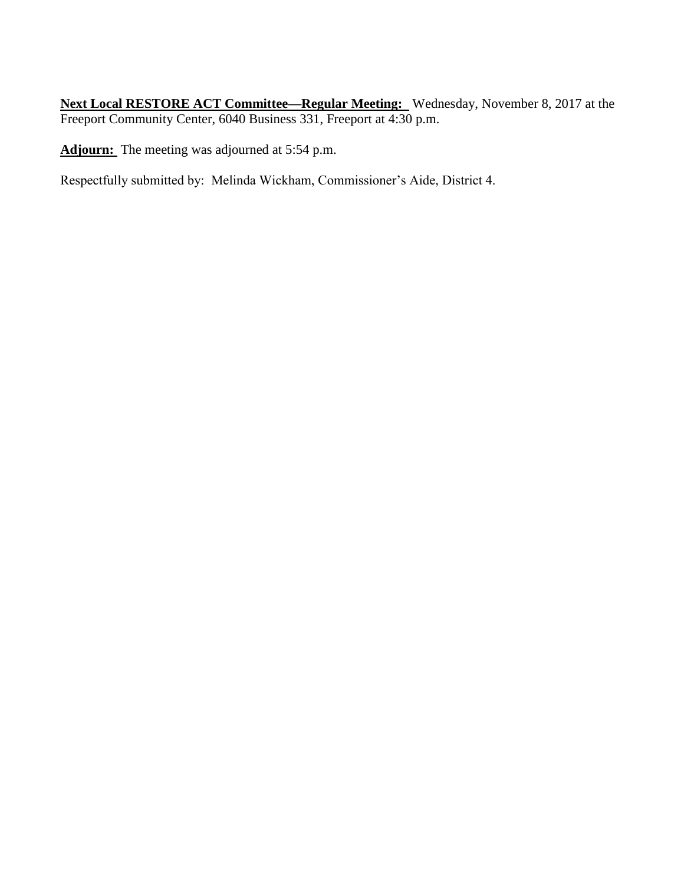**Next Local RESTORE ACT Committee—Regular Meeting:** Wednesday, November 8, 2017 at the Freeport Community Center, 6040 Business 331, Freeport at 4:30 p.m.

**Adjourn:** The meeting was adjourned at 5:54 p.m.

Respectfully submitted by: Melinda Wickham, Commissioner's Aide, District 4.